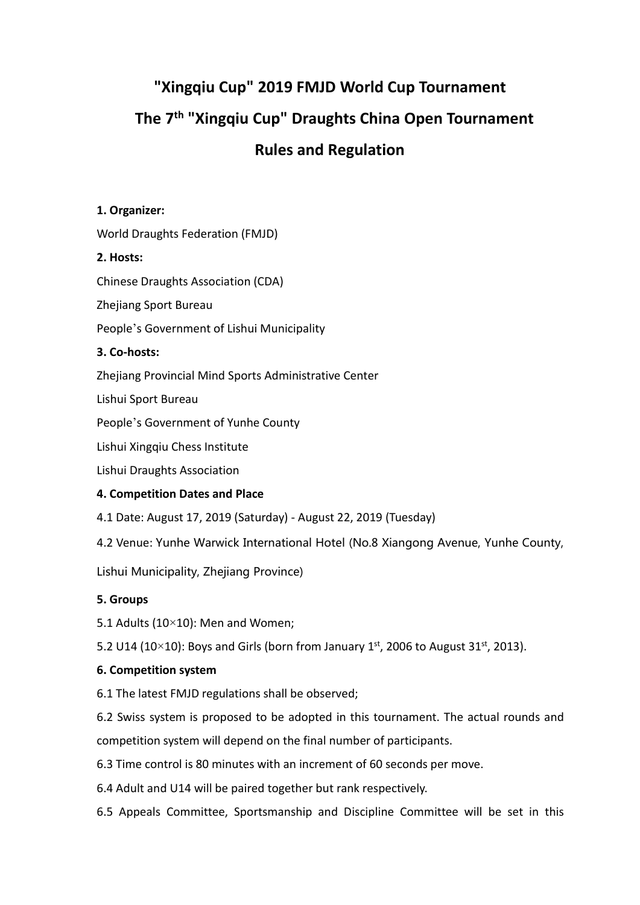# "Xingqiu Cup" 2019 FMJD World Cup Tournament

# The 7th "Xingqiu Cup" Draughts China Open Tournament

# Rules and Regulation

**1. Organizer:**

World Draughts Federation (FMJD)

**2. Hosts:**

Chinese Draughts Association (CDA)

Zhejiang Sport Bureau

People's Government of Lishui Municipality

**3. Co-hosts:**

Zhejiang Provincial Mind Sports Administrative Center

Lishui Sport Bureau

People's Government of Yunhe County

Lishui Xingqiu Chess Institute

Lishui Draughts Association

**4. Competition Dates and Place**

4.1 Date: August 17, 2019 (Saturday) - August 22, 2019 (Tuesday)

4.2 Venue: Yunhe Warwick International Hotel (No.8 Xiangong Avenue, Yunhe County, Lishui Municipality, Zhejiang Province)

**5. Groups**

5.1 Adults (10×10): Men and Women;

5.2 U14 (10×10): Boys and Girls (born from January 1st, 2006 to August 31st, 2013).

**6. Competition system**

6.1 The latest FMJD regulations shall be observed;

6.2 Swiss system is proposed to be adopted in this tournament. The actual rounds and competition system will depend on the final number of participants.

6.3 Time control is 80 minutes with an increment of 60 seconds per move.

6.4 Adult and U14 will be paired together but rank respectively.

6.5 Appeals Committee, Sportsmanship and Discipline Committee will be set in this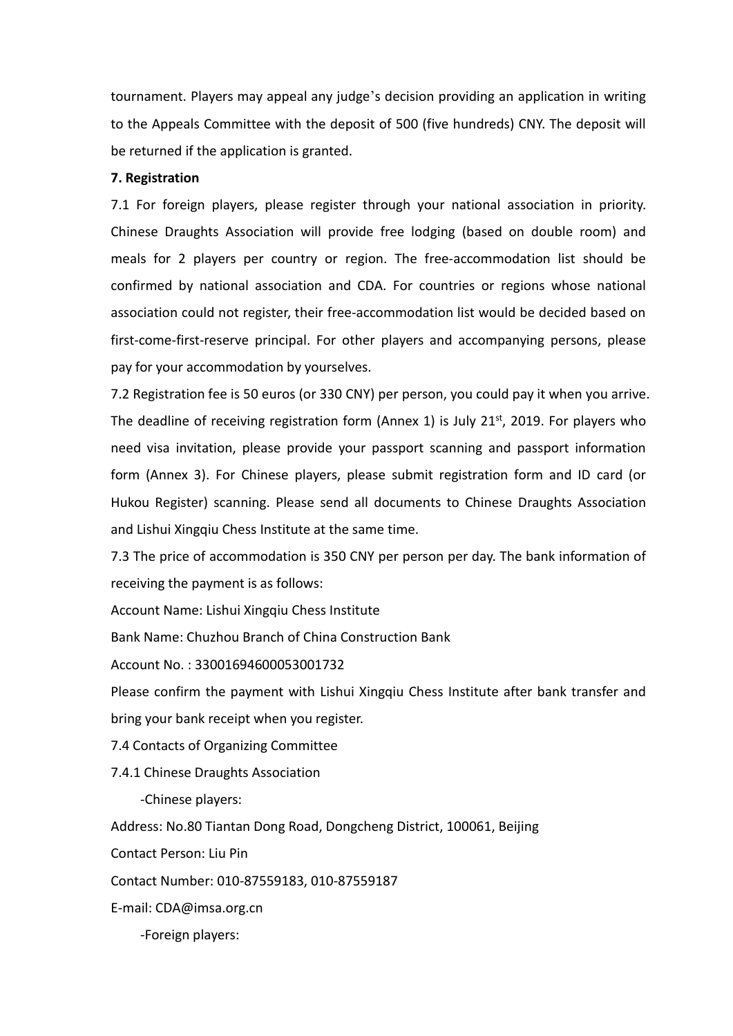tournament. Players may appeal any judge's decision providing an application in writing to the Appeals Committee with the deposit of 500 (five hundreds) CNY. The deposit will be returned if the application is granted.

**7. Registration**

7.1 For foreign players, please register through your national association in priority. Chinese Draughts Association will provide free lodging (based on double room) and meals for 2 players per country or region. The free-accommodation list should be confirmed by national association and CDA. For countries or regions whose national association could not register, their free-accommodation list would be decided based on first-come-first-reserve principal. For other players and accompanying persons, please pay for your accommodation by yourselves.

7.2 Registration fee is 50 euros (or 330 CNY) per person, you could pay it when you arrive. The deadline of receiving registration form (Annex 1) is July 21st, 2019. For players who need visa invitation, please provide your passport scanning and passport information form (Annex 3). For Chinese players, please submit registration form and ID card (or Hukou Register) scanning. Please send all documents to Chinese Draughts Association and Lishui Xingqiu Chess Institute at the same time.

7.3 The price of accommodation is 350 CNY per person per day. The bank information of receiving the payment is as follows:

Account Name: Lishui Xingqiu Chess Institute

Bank Name: Chuzhou Branch of China Construction Bank

Account No. : 33001694600053001732

Please confirm the payment with Lishui Xingqiu Chess Institute after bank transfer and bring your bank receipt when you register.

7.4 Contacts of Organizing Committee

7.4.1 Chinese Draughts Association

-Chinese players:

Address: No.80 Tiantan Dong Road, Dongcheng District, 100061, Beijing

Contact Person: Liu Pin

Contact Number: 010-87559183, 010-87559187

E-mail: CDA@imsa.org.cn

-Foreign players: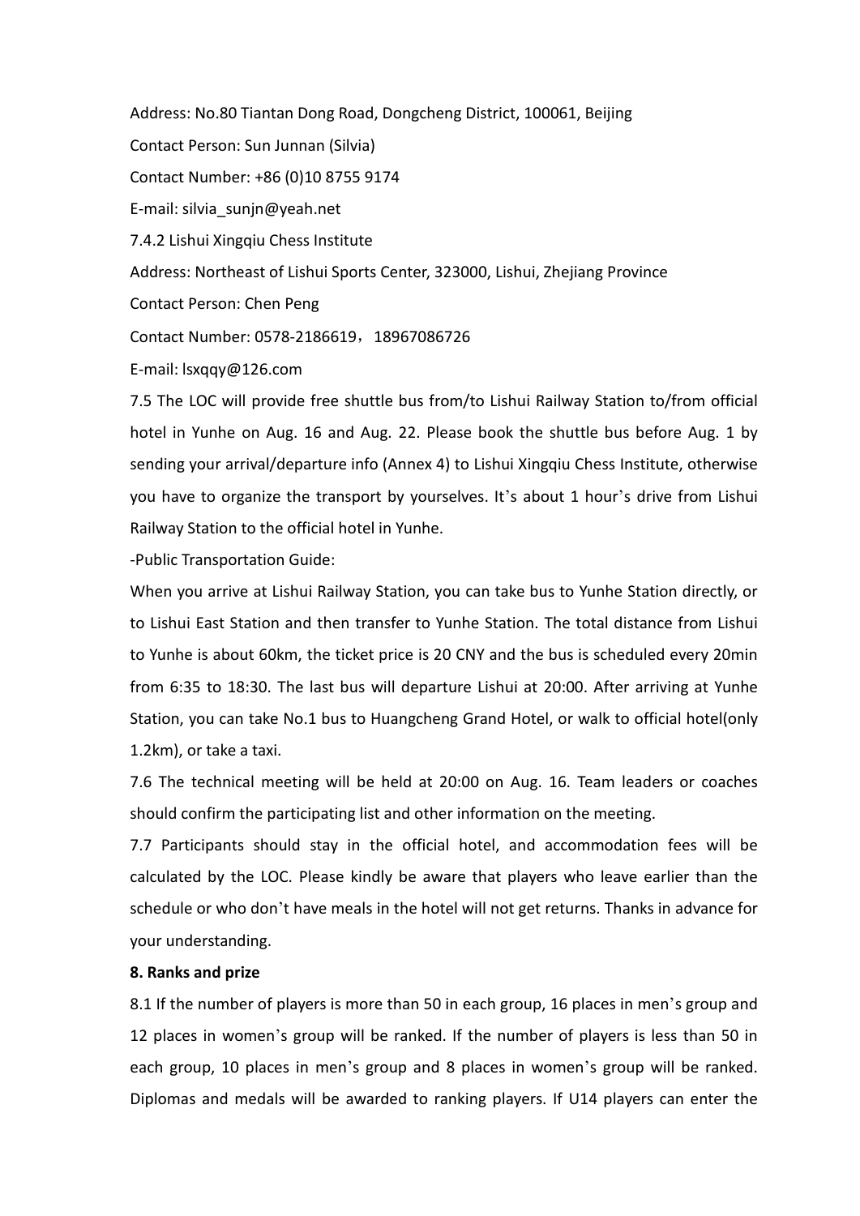Address: No.80 Tiantan Dong Road, Dongcheng District, 100061, Beijing

Contact Person: Sun Junnan (Silvia)

Contact Number: +86 (0)10 8755 9174

E-mail: silvia_sunjn@yeah.net

7.4.2 Lishui Xingqiu Chess Institute

Address: Northeast of Lishui Sports Center, 323000, Lishui, Zhejiang Province

Contact Person: Chen Peng

Contact Number: 0578-2186619，18967086726

E-mail: lsxqqy@126.com

7.5 The LOC will provide free shuttle bus from/to Lishui Railway Station to/from official hotel in Yunhe on Aug. 16 and Aug. 22. Please book the shuttle bus before Aug. 1 by sending your arrival/departure info (Annex 4) to Lishui Xingqiu Chess Institute, otherwise you have to organize the transport by yourselves. It's about 1 hour's drive from Lishui Railway Station to the official hotel in Yunhe.

-Public Transportation Guide:

When you arrive at Lishui Railway Station, you can take bus to Yunhe Station directly, or to Lishui East Station and then transfer to Yunhe Station. The total distance from Lishui to Yunhe is about 60km, the ticket price is 20 CNY and the bus is scheduled every 20min from 6:35 to 18:30. The last bus will departure Lishui at 20:00. After arriving at Yunhe Station, you can take No.1 bus to Huangcheng Grand Hotel, or walk to official hotel(only 1.2km), or take a taxi.

7.6 The technical meeting will be held at 20:00 on Aug. 16. Team leaders or coaches should confirm the participating list and other information on the meeting.

7.7 Participants should stay in the official hotel, and accommodation fees will be calculated by the LOC. Please kindly be aware that players who leave earlier than the schedule or who don't have meals in the hotel will not get returns. Thanks in advance for your understanding.

**8. Ranks and prize**

8.1 If the number of players is more than 50 in each group, 16 places in men's group and 12 places in women's group will be ranked. If the number of players is less than 50 in each group, 10 places in men's group and 8 places in women's group will be ranked. Diplomas and medals will be awarded to ranking players. If U14 players can enter the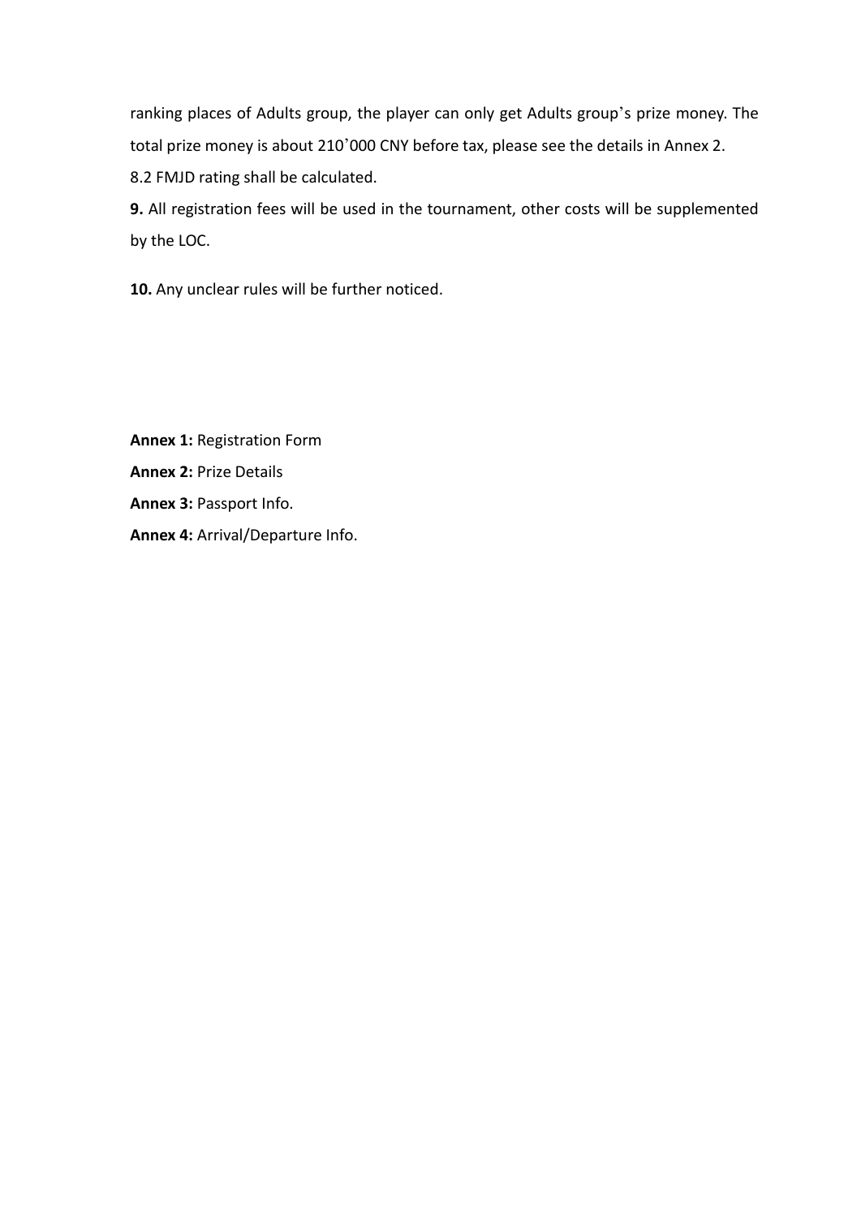ranking places of Adults group, the player can only get Adults group's prize money. The total prize money is about 210'000 CNY before tax, please see the details in Annex 2.

8.2 FMJD rating shall be calculated.

**9.** All registration fees will be used in the tournament, other costs will be supplemented by the LOC.

**10.** Any unclear rules will be further noticed.

**Annex 1:** Registration Form

**Annex 2:** Prize Details

**Annex 3:** Passport Info.

**Annex 4:** Arrival/Departure Info.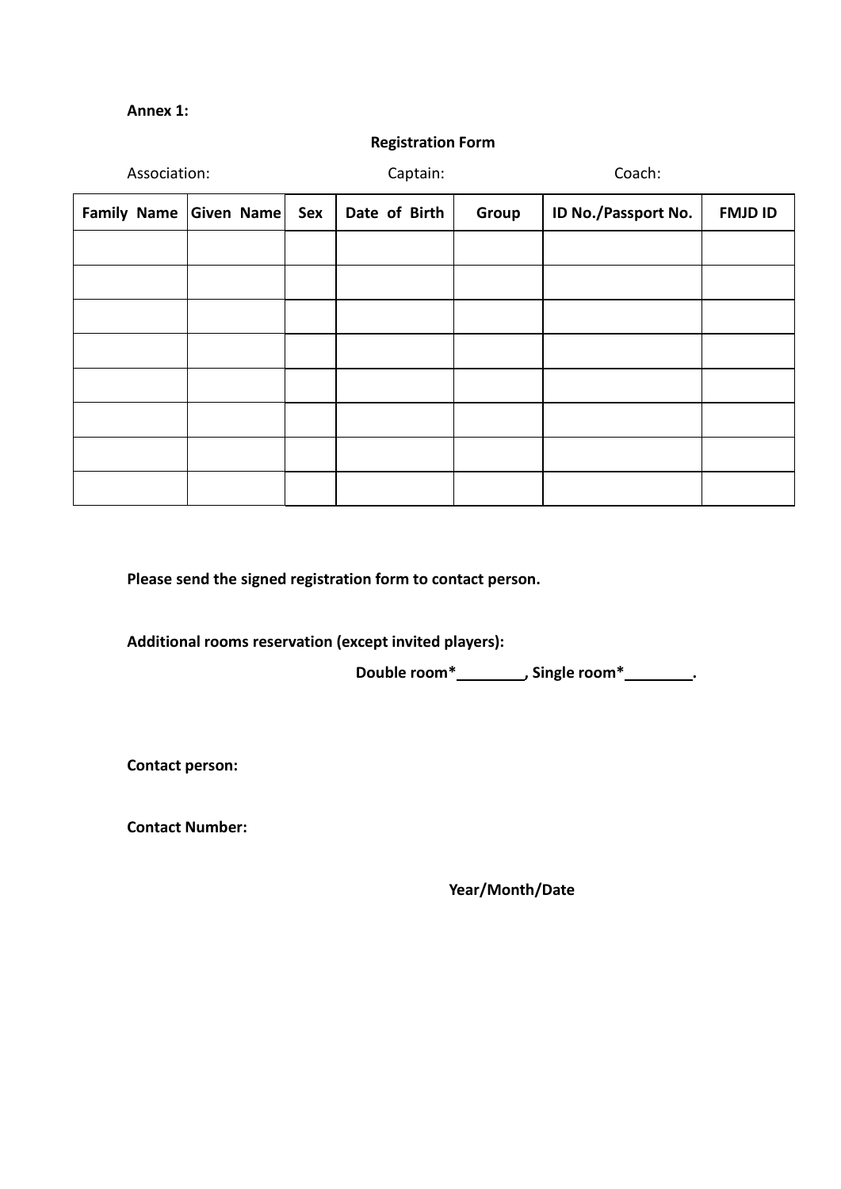**Annex 1:**

**Registration Form**

Association: Captain: Coach:

| Family Name | Given Name | Sex | Date of Birth | Group | ID No./Passport No. | FMJD ID |
|---|---|---|---|---|---|---|
| | | | | | | |
| | | | | | | |
| | | | | | | |
| | | | | | | |
| | | | | | | |
| | | | | | | |
| | | | | | | |
| | | | | | | |

**Please send the signed registration form to contact person.**

**Additional rooms reservation (except invited players):**

**Double room*________, Single room*________.**

**Contact person:**

**Contact Number:**

**Year/Month/Date**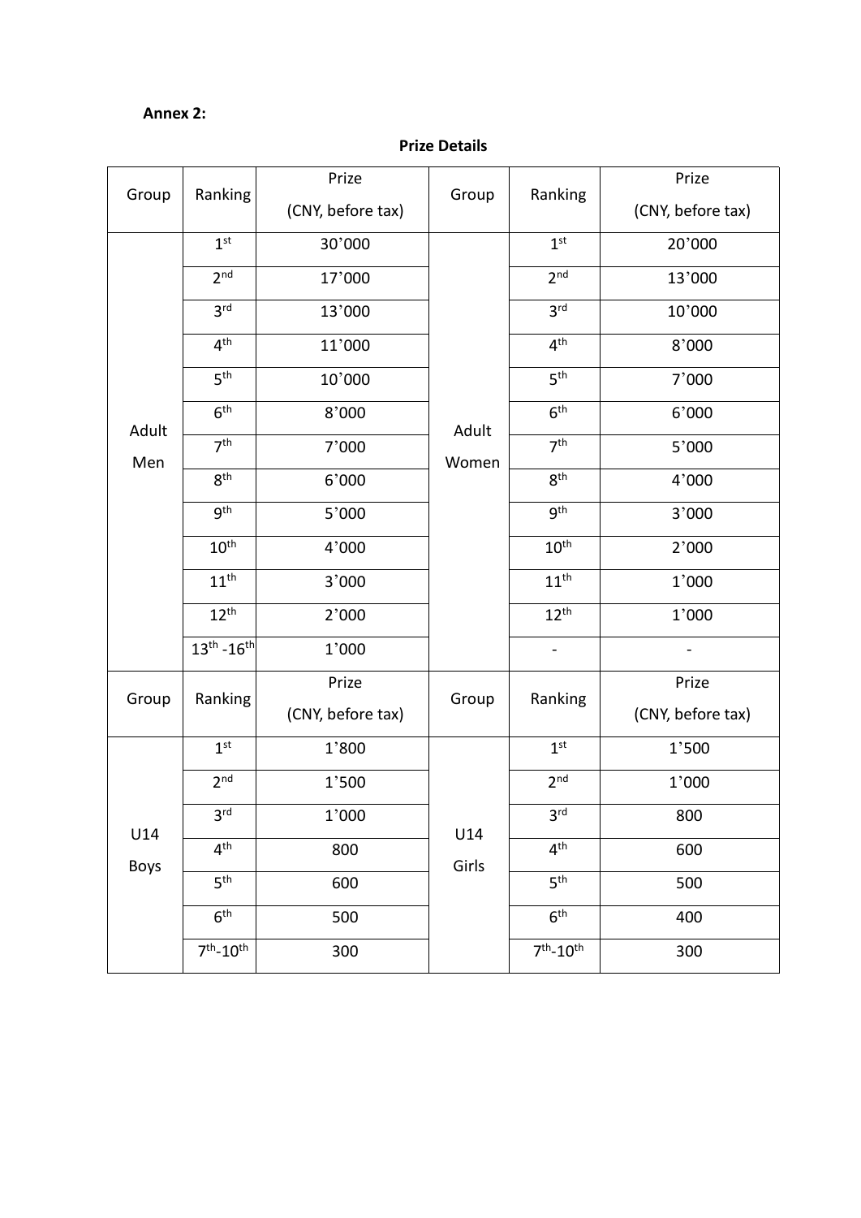**Annex 2:**

**Prize Details**

| Group | Ranking | Prize (CNY, before tax) | Group | Ranking | Prize (CNY, before tax) |
|---|---|---|---|---|---|
| Adult Men | 1st | 30’000 | Adult Women | 1st | 20’000 |
| | 2nd | 17’000 | | 2nd | 13’000 |
| | 3rd | 13’000 | | 3rd | 10’000 |
| | 4th | 11’000 | | 4th | 8’000 |
| | 5th | 10’000 | | 5th | 7’000 |
| | 6th | 8’000 | | 6th | 6’000 |
| | 7th | 7’000 | | 7th | 5’000 |
| | 8th | 6’000 | | 8th | 4’000 |
| | 9th | 5’000 | | 9th | 3’000 |
| | 10th | 4’000 | | 10th | 2’000 |
| | 11th | 3’000 | | 11th | 1’000 |
| | 12th | 2’000 | | 12th | 1’000 |
| | 13th -16th | 1’000 | | - | - |
| **Group** | **Ranking** | **Prize (CNY, before tax)** | **Group** | **Ranking** | **Prize (CNY, before tax)** |
| U14 Boys | 1st | 1’800 | U14 Girls | 1st | 1’500 |
| | 2nd | 1’500 | | 2nd | 1’000 |
| | 3rd | 1’000 | | 3rd | 800 |
| | 4th | 800 | | 4th | 600 |
| | 5th | 600 | | 5th | 500 |
| | 6th | 500 | | 6th | 400 |
| | 7th-10th | 300 | | 7th-10th | 300 |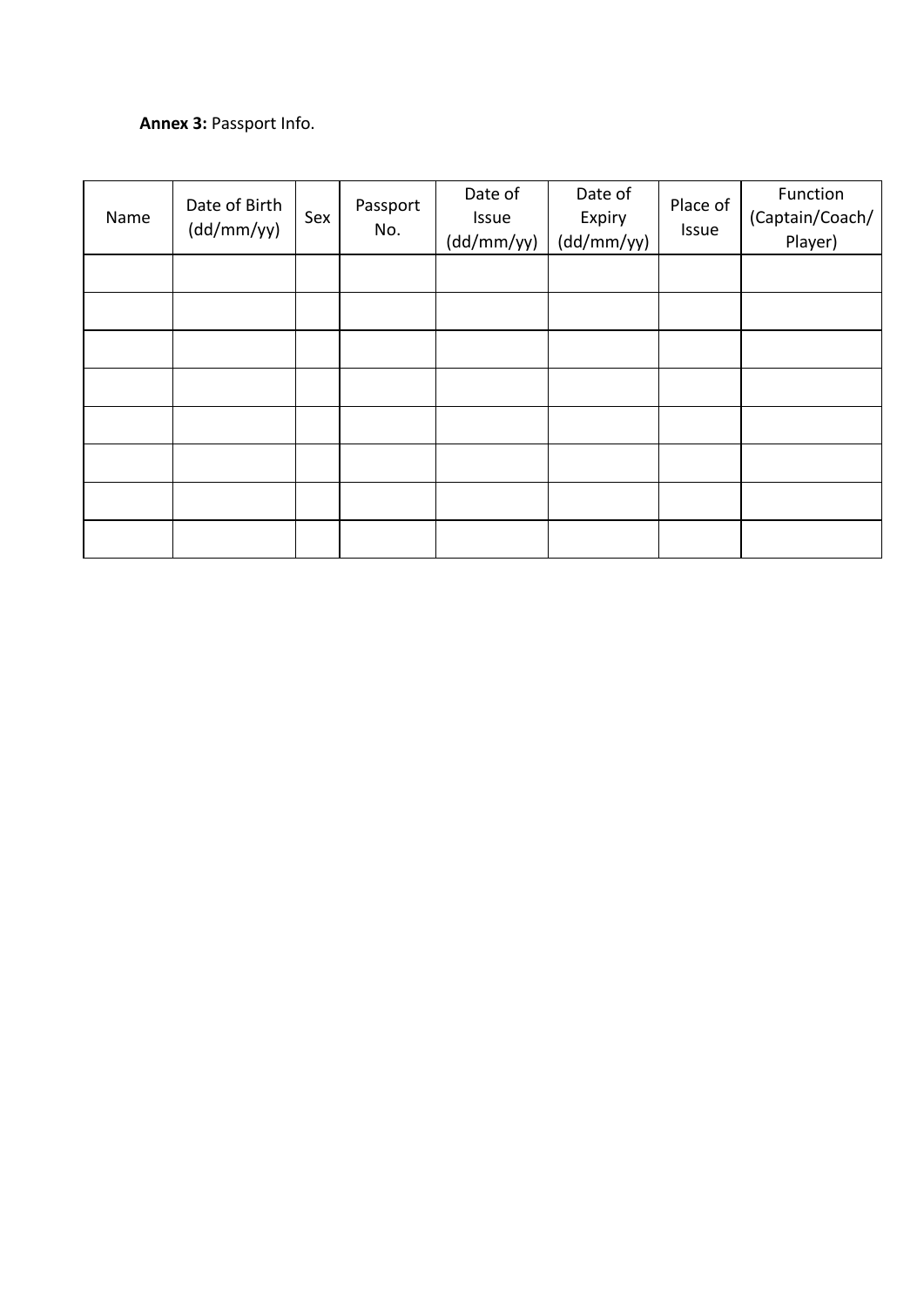**Annex 3:** Passport Info.

| Name | Date of Birth (dd/mm/yy) | Sex | Passport No. | Date of Issue (dd/mm/yy) | Date of Expiry (dd/mm/yy) | Place of Issue | Function (Captain/Coach/ Player) |
|---|---|---|---|---|---|---|---|
| | | | | | | | |
| | | | | | | | |
| | | | | | | | |
| | | | | | | | |
| | | | | | | | |
| | | | | | | | |
| | | | | | | | |
| | | | | | | | |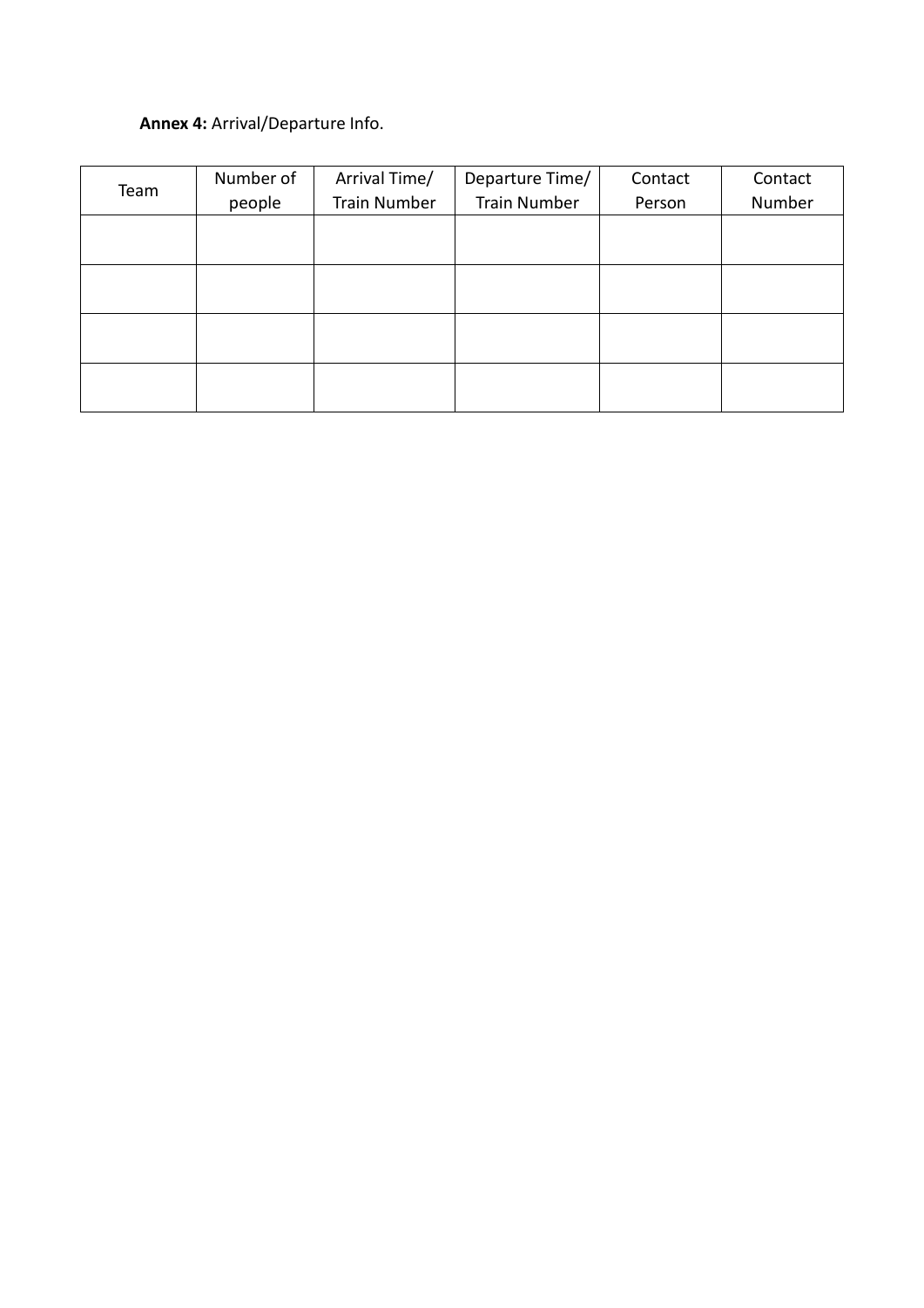**Annex 4:** Arrival/Departure Info.

| Team | Number of people | Arrival Time/ Train Number | Departure Time/ Train Number | Contact Person | Contact Number |
|---|---|---|---|---|---|
| | | | | | |
| | | | | | |
| | | | | | |
| | | | | | |